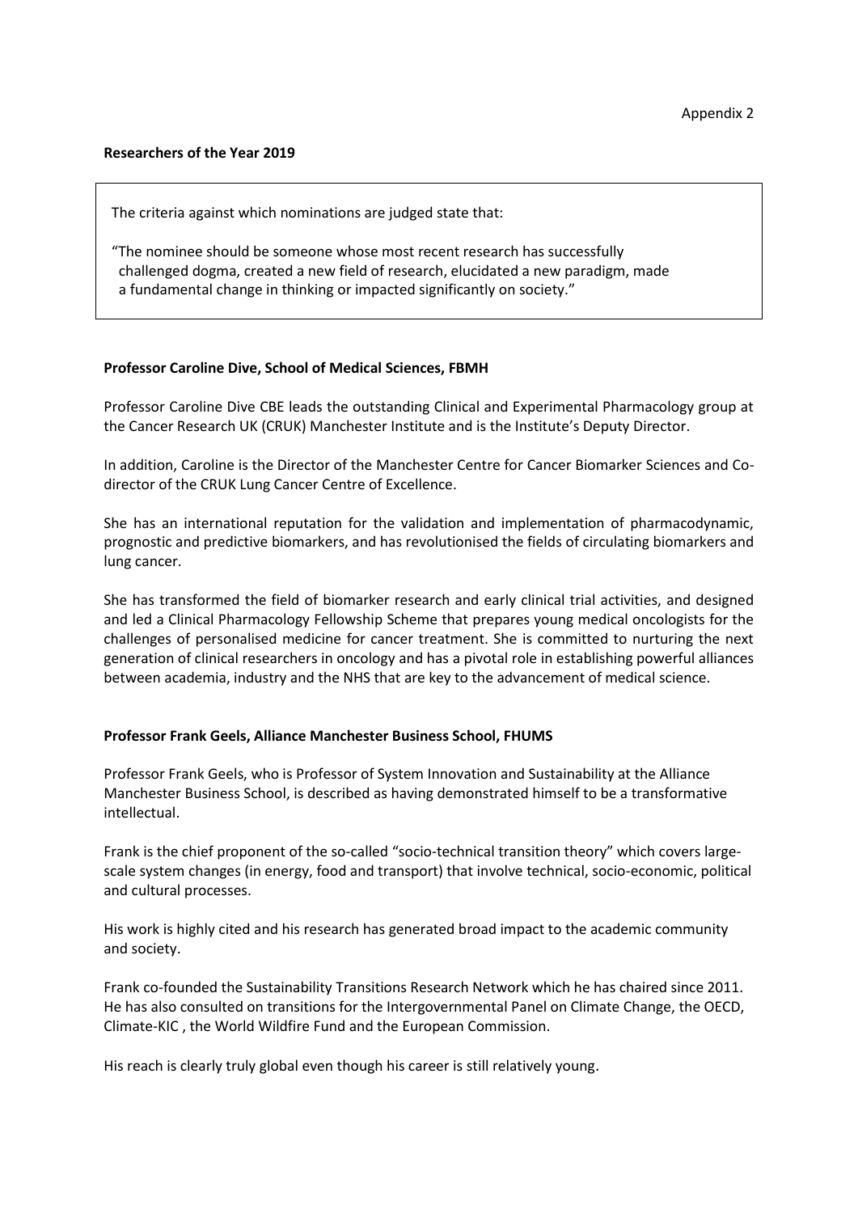Appendix 2

**Researchers of the Year 2019**

The criteria against which nominations are judged state that:

"The nominee should be someone whose most recent research has successfully challenged dogma, created a new field of research, elucidated a new paradigm, made a fundamental change in thinking or impacted significantly on society."

**Professor Caroline Dive, School of Medical Sciences, FBMH**

Professor Caroline Dive CBE leads the outstanding Clinical and Experimental Pharmacology group at the Cancer Research UK (CRUK) Manchester Institute and is the Institute's Deputy Director.

In addition, Caroline is the Director of the Manchester Centre for Cancer Biomarker Sciences and Co-director of the CRUK Lung Cancer Centre of Excellence.

She has an international reputation for the validation and implementation of pharmacodynamic, prognostic and predictive biomarkers, and has revolutionised the fields of circulating biomarkers and lung cancer.

She has transformed the field of biomarker research and early clinical trial activities, and designed and led a Clinical Pharmacology Fellowship Scheme that prepares young medical oncologists for the challenges of personalised medicine for cancer treatment. She is committed to nurturing the next generation of clinical researchers in oncology and has a pivotal role in establishing powerful alliances between academia, industry and the NHS that are key to the advancement of medical science.

**Professor Frank Geels, Alliance Manchester Business School, FHUMS**

Professor Frank Geels, who is Professor of System Innovation and Sustainability at the Alliance Manchester Business School, is described as having demonstrated himself to be a transformative intellectual.

Frank is the chief proponent of the so-called "socio-technical transition theory" which covers large-scale system changes (in energy, food and transport) that involve technical, socio-economic, political and cultural processes.

His work is highly cited and his research has generated broad impact to the academic community and society.

Frank co-founded the Sustainability Transitions Research Network which he has chaired since 2011. He has also consulted on transitions for the Intergovernmental Panel on Climate Change, the OECD, Climate-KIC , the World Wildfire Fund and the European Commission.

His reach is clearly truly global even though his career is still relatively young.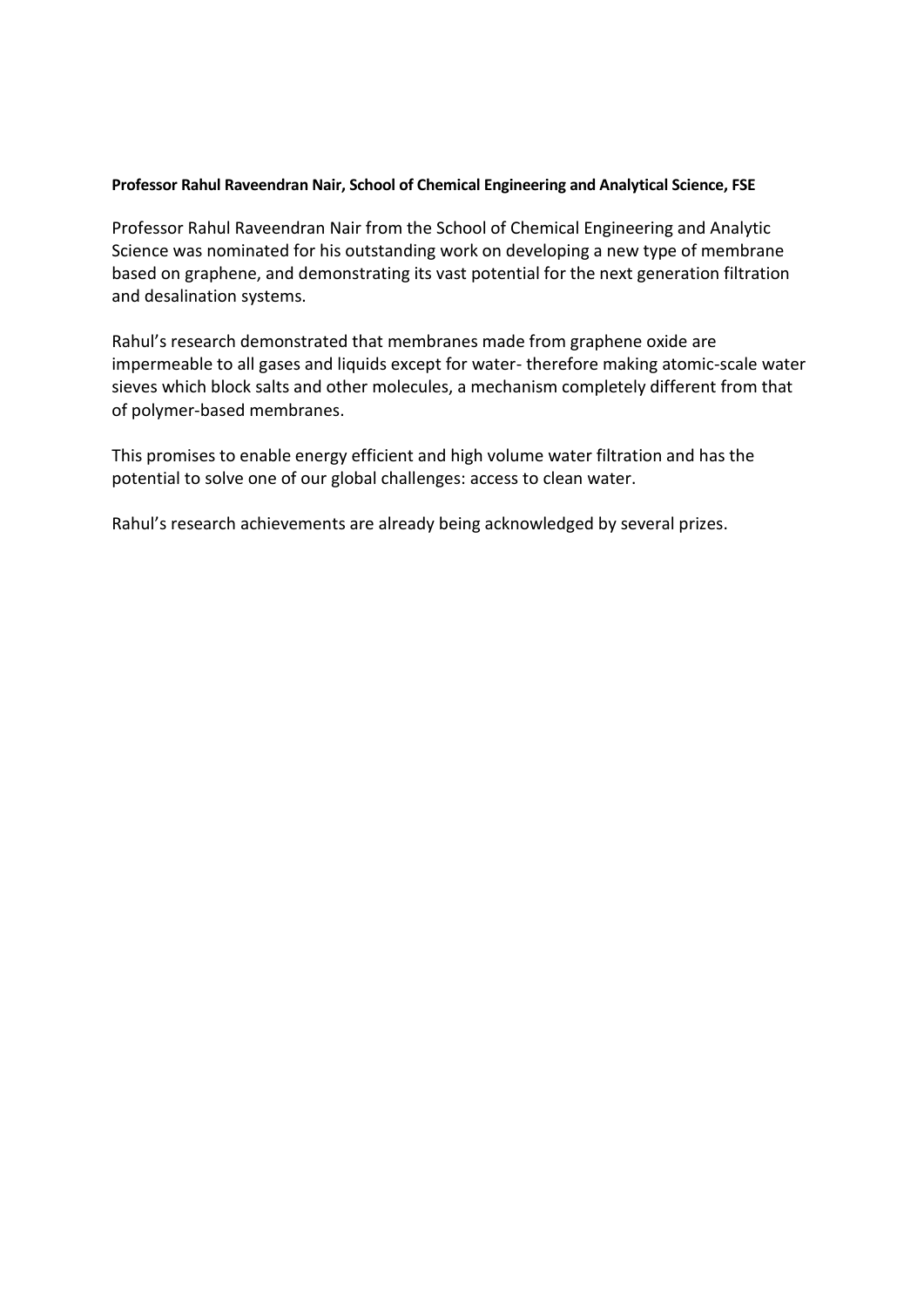**Professor Rahul Raveendran Nair, School of Chemical Engineering and Analytical Science, FSE**

Professor Rahul Raveendran Nair from the School of Chemical Engineering and Analytic Science was nominated for his outstanding work on developing a new type of membrane based on graphene, and demonstrating its vast potential for the next generation filtration and desalination systems.

Rahul's research demonstrated that membranes made from graphene oxide are impermeable to all gases and liquids except for water- therefore making atomic-scale water sieves which block salts and other molecules, a mechanism completely different from that of polymer-based membranes.

This promises to enable energy efficient and high volume water filtration and has the potential to solve one of our global challenges: access to clean water.

Rahul's research achievements are already being acknowledged by several prizes.